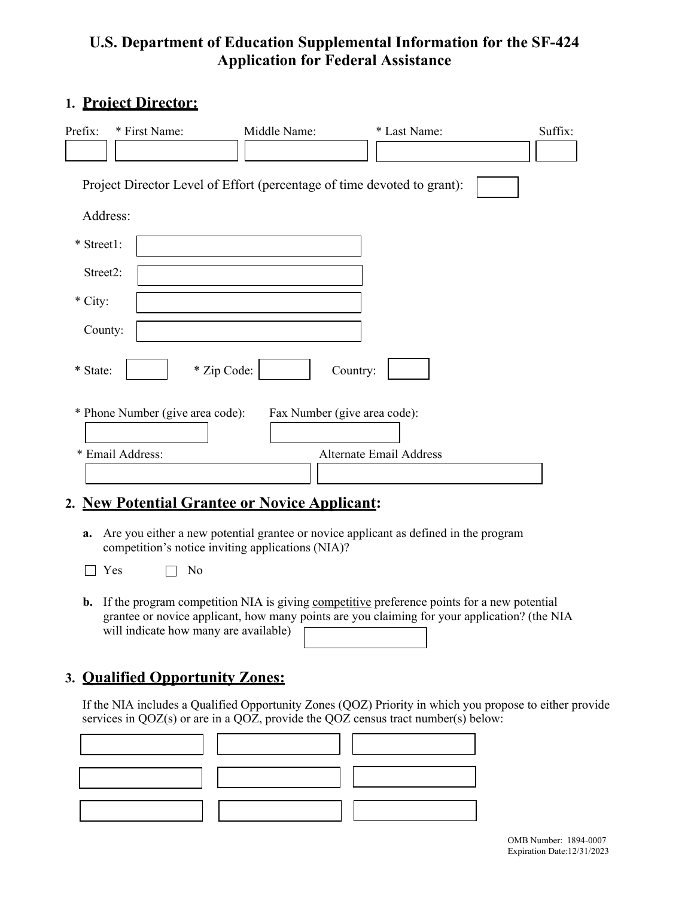# U.S. Department of Education Supplemental Information for the SF-424 Application for Federal Assistance

## 1. Project Director:

| Prefix: | * First Name: | Middle Name: | * Last Name: | Suffix: |
|---|---|---|---|---|
| | | | | |

Project Director Level of Effort (percentage of time devoted to grant):

Address:

* Street1:

Street2:

* City:

County:

* State: * Zip Code: Country:

* Phone Number (give area code): Fax Number (give area code):

* Email Address: Alternate Email Address

## 2. New Potential Grantee or Novice Applicant:

**a.** Are you either a new potential grantee or novice applicant as defined in the program competition's notice inviting applications (NIA)?

☐ Yes ☐ No

**b.** If the program competition NIA is giving competitive preference points for a new potential grantee or novice applicant, how many points are you claiming for your application? (the NIA will indicate how many are available)

## 3. Qualified Opportunity Zones:

If the NIA includes a Qualified Opportunity Zones (QOZ) Priority in which you propose to either provide services in QOZ(s) or are in a QOZ, provide the QOZ census tract number(s) below:

| | | |
|---|---|---|
| | | |
| | | |
| | | |

OMB Number: 1894-0007
Expiration Date:12/31/2023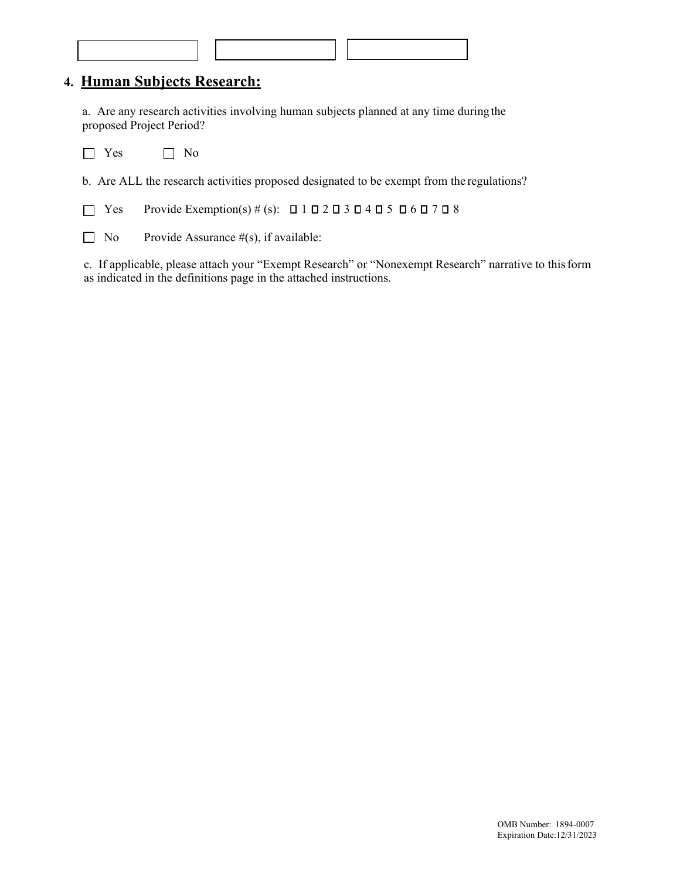## 4. Human Subjects Research:

a. Are any research activities involving human subjects planned at any time during the proposed Project Period?

☐ Yes ☐ No

b. Are ALL the research activities proposed designated to be exempt from the regulations?

☐ Yes Provide Exemption(s) # (s): ☐ 1 ☐ 2 ☐ 3 ☐ 4 ☐ 5 ☐ 6 ☐ 7 ☐ 8

☐ No Provide Assurance #(s), if available:

c. If applicable, please attach your "Exempt Research" or "Nonexempt Research" narrative to this form as indicated in the definitions page in the attached instructions.

OMB Number: 1894-0007
Expiration Date:12/31/2023